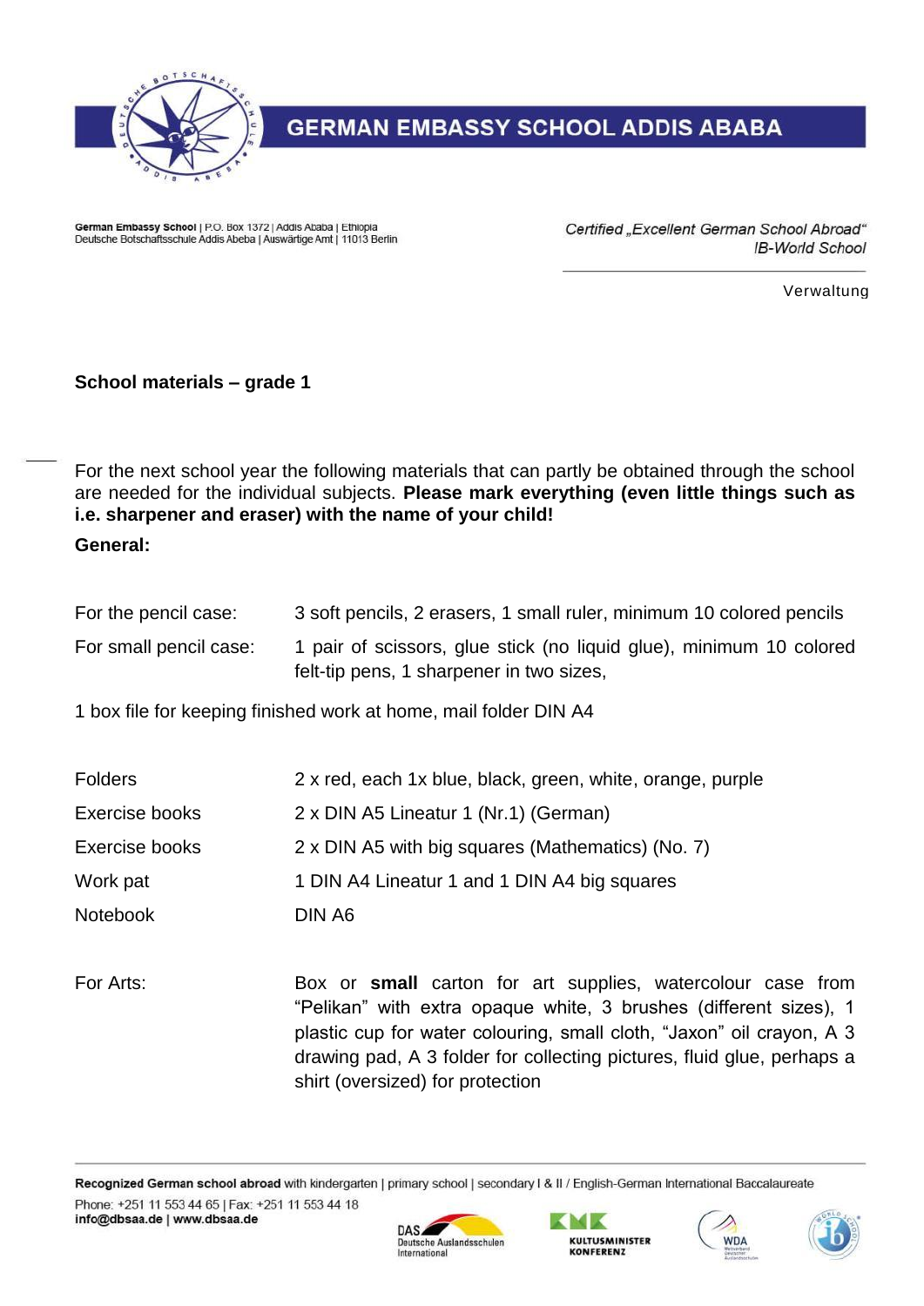# GERMAN EMBASSY SCHOOL ADDIS ABABA

German Embassy School | P.O. Box 1372 | Addis Ababa | Ethiopia
Deutsche Botschaftsschule Addis Abeba | Auswärtige Amt | 11013 Berlin

*Certified „Excellent German School Abroad"*
*IB-World School*

Verwaltung

**School materials – grade 1**

For the next school year the following materials that can partly be obtained through the school are needed for the individual subjects. **Please mark everything (even little things such as i.e. sharpener and eraser) with the name of your child!**

**General:**

| | |
|---|---|
| For the pencil case: | 3 soft pencils, 2 erasers, 1 small ruler, minimum 10 colored pencils |
| For small pencil case: | 1 pair of scissors, glue stick (no liquid glue), minimum 10 colored felt-tip pens, 1 sharpener in two sizes, |

1 box file for keeping finished work at home, mail folder DIN A4

| | |
|---|---|
| Folders | 2 x red, each 1x blue, black, green, white, orange, purple |
| Exercise books | 2 x DIN A5 Lineatur 1 (Nr.1) (German) |
| Exercise books | 2 x DIN A5 with big squares (Mathematics) (No. 7) |
| Work pat | 1 DIN A4 Lineatur 1 and 1 DIN A4 big squares |
| Notebook | DIN A6 |
| | |
| For Arts: | Box or **small** carton for art supplies, watercolour case from "Pelikan" with extra opaque white, 3 brushes (different sizes), 1 plastic cup for water colouring, small cloth, "Jaxon" oil crayon, A 3 drawing pad, A 3 folder for collecting pictures, fluid glue, perhaps a shirt (oversized) for protection |

**Recognized German school abroad** with kindergarten | primary school | secondary I & II / English-German International Baccalaureate
Phone: +251 11 553 44 65 | Fax: +251 11 553 44 18
**info@dbsaa.de | www.dbsaa.de**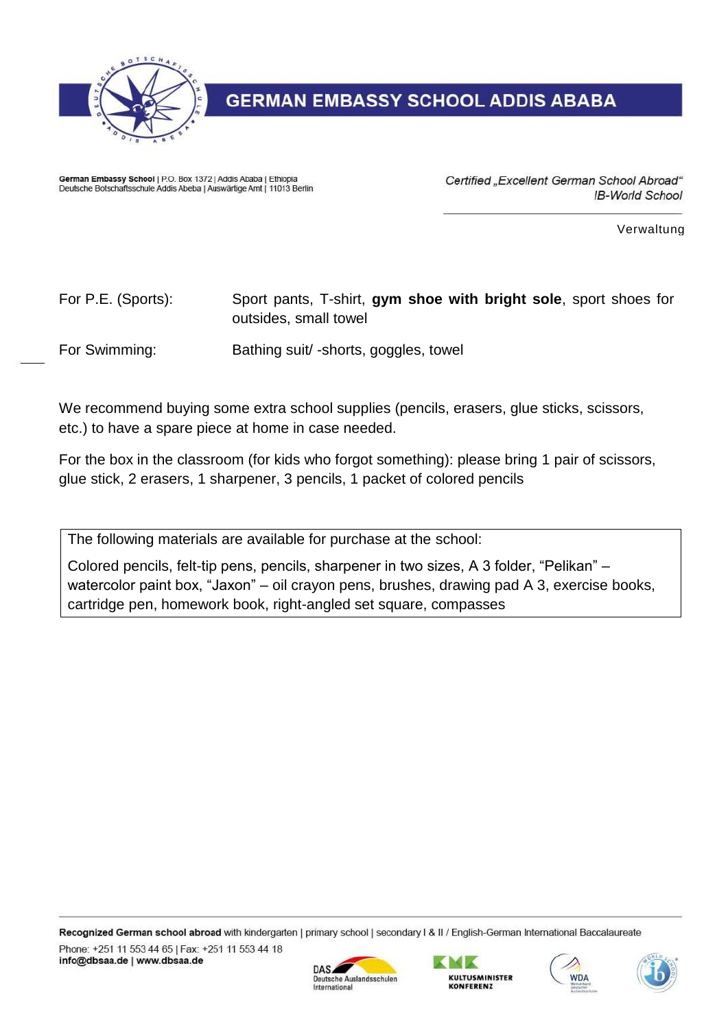| | |
|---|---|
| For P.E. (Sports): | Sport pants, T-shirt, **gym shoe with bright sole**, sport shoes for outsides, small towel |
| For Swimming: | Bathing suit/ -shorts, goggles, towel |

We recommend buying some extra school supplies (pencils, erasers, glue sticks, scissors, etc.) to have a spare piece at home in case needed.

For the box in the classroom (for kids who forgot something): please bring 1 pair of scissors, glue stick, 2 erasers, 1 sharpener, 3 pencils, 1 packet of colored pencils

> The following materials are available for purchase at the school:
>
> Colored pencils, felt-tip pens, pencils, sharpener in two sizes, A 3 folder, "Pelikan" – watercolor paint box, "Jaxon" – oil crayon pens, brushes, drawing pad A 3, exercise books, cartridge pen, homework book, right-angled set square, compasses